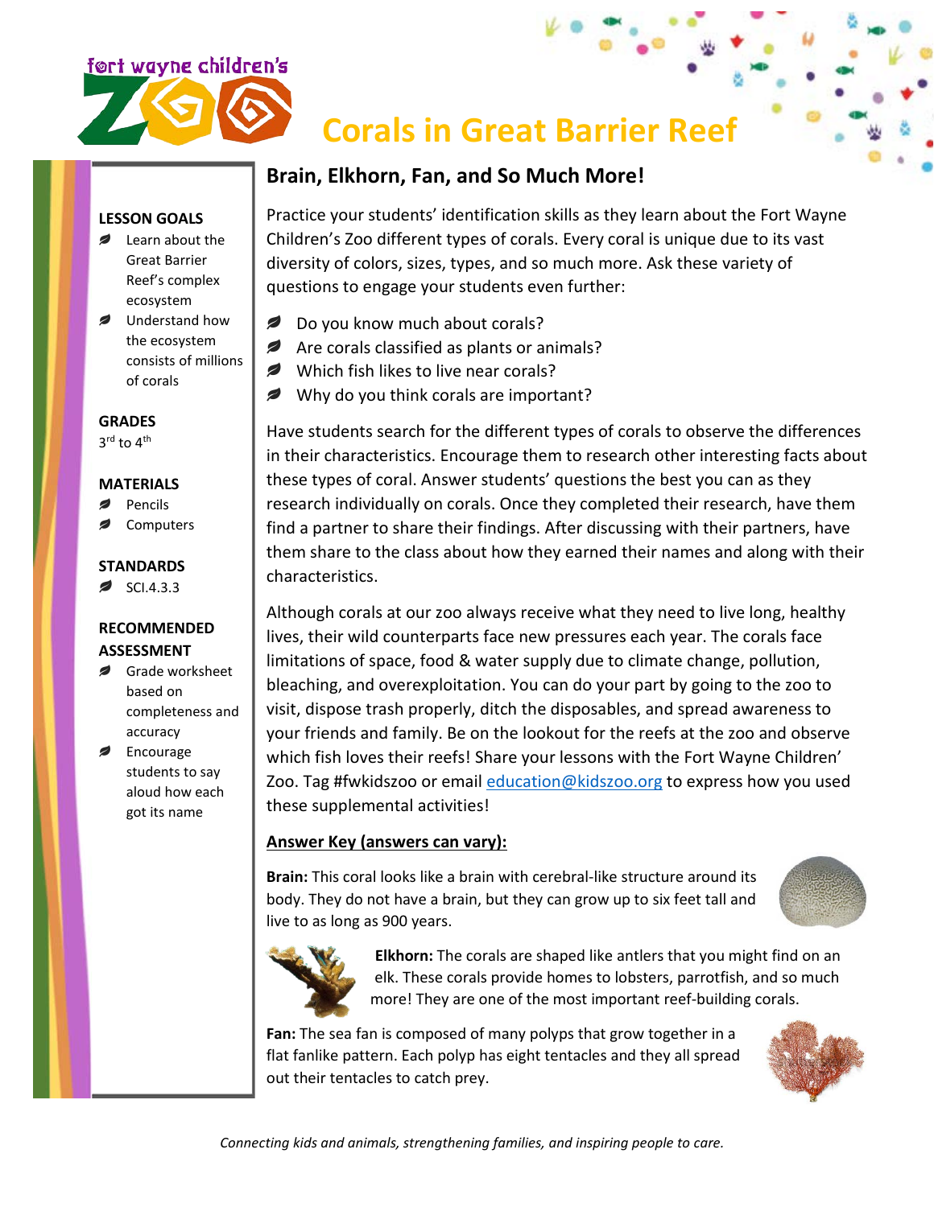# Corals in Great Barrier Reef

**LESSON GOALS**
- Learn about the Great Barrier Reef's complex ecosystem
- Understand how the ecosystem consists of millions of corals

**GRADES**

3rd to 4th

**MATERIALS**
- Pencils
- Computers

**STANDARDS**
- SCI.4.3.3

**RECOMMENDED ASSESSMENT**
- Grade worksheet based on completeness and accuracy
- Encourage students to say aloud how each got its name

## Brain, Elkhorn, Fan, and So Much More!

Practice your students' identification skills as they learn about the Fort Wayne Children's Zoo different types of corals. Every coral is unique due to its vast diversity of colors, sizes, types, and so much more. Ask these variety of questions to engage your students even further:

- Do you know much about corals?
- Are corals classified as plants or animals?
- Which fish likes to live near corals?
- Why do you think corals are important?

Have students search for the different types of corals to observe the differences in their characteristics. Encourage them to research other interesting facts about these types of coral. Answer students' questions the best you can as they research individually on corals. Once they completed their research, have them find a partner to share their findings. After discussing with their partners, have them share to the class about how they earned their names and along with their characteristics.

Although corals at our zoo always receive what they need to live long, healthy lives, their wild counterparts face new pressures each year. The corals face limitations of space, food & water supply due to climate change, pollution, bleaching, and overexploitation. You can do your part by going to the zoo to visit, dispose trash properly, ditch the disposables, and spread awareness to your friends and family. Be on the lookout for the reefs at the zoo and observe which fish loves their reefs! Share your lessons with the Fort Wayne Children' Zoo. Tag #fwkidszoo or email [education@kidszoo.org](mailto:education@kidszoo.org) to express how you used these supplemental activities!

**Answer Key (answers can vary):**

**Brain:** This coral looks like a brain with cerebral-like structure around its body. They do not have a brain, but they can grow up to six feet tall and live to as long as 900 years.

**Elkhorn:** The corals are shaped like antlers that you might find on an elk. These corals provide homes to lobsters, parrotfish, and so much more! They are one of the most important reef-building corals.

**Fan:** The sea fan is composed of many polyps that grow together in a flat fanlike pattern. Each polyp has eight tentacles and they all spread out their tentacles to catch prey.

*Connecting kids and animals, strengthening families, and inspiring people to care.*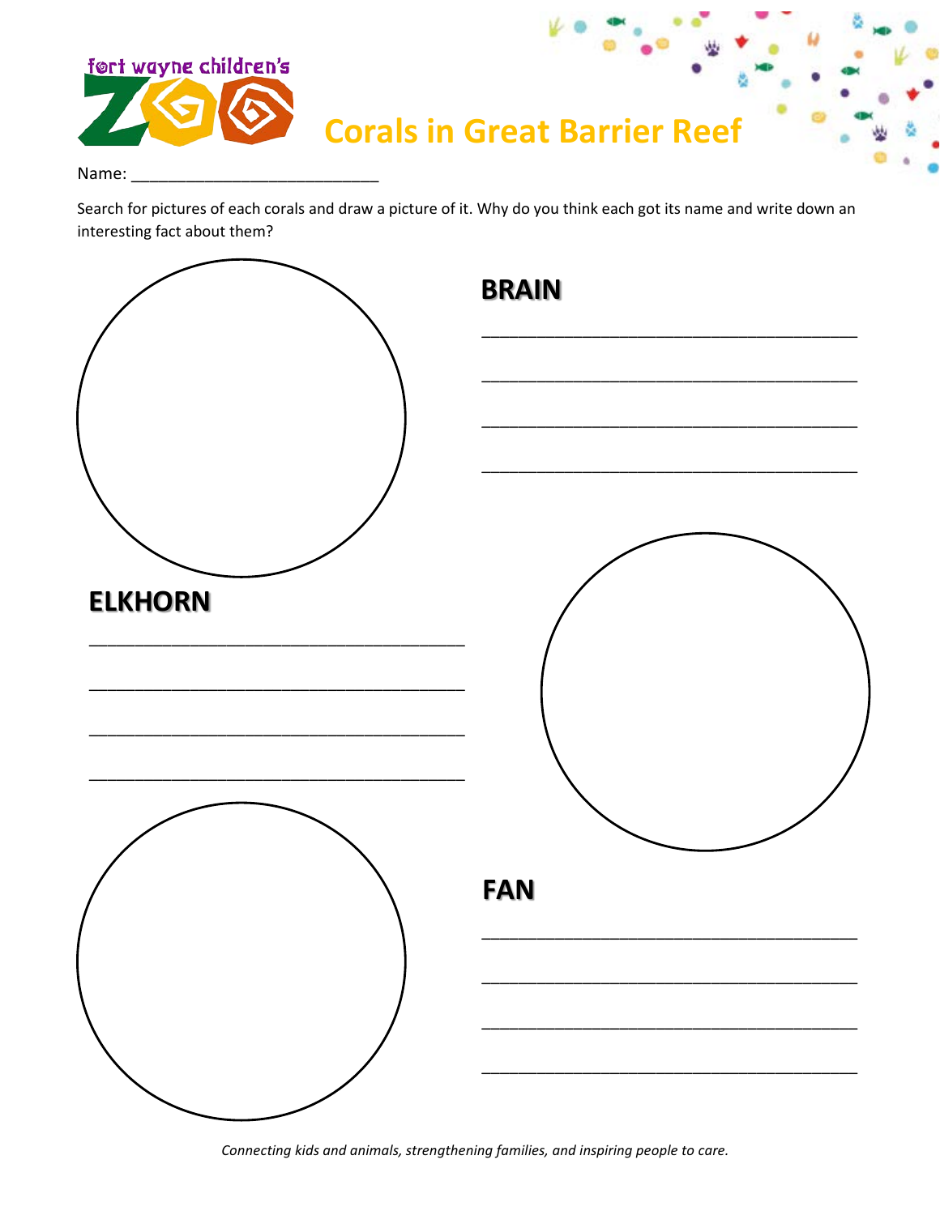fort wayne children's ZOO

# Corals in Great Barrier Reef

Name: ___________________________

Search for pictures of each corals and draw a picture of it. Why do you think each got its name and write down an interesting fact about them?

## BRAIN

________________________________________

________________________________________

________________________________________

________________________________________

## ELKHORN

________________________________________

________________________________________

________________________________________

________________________________________

## FAN

________________________________________

________________________________________

________________________________________

________________________________________

*Connecting kids and animals, strengthening families, and inspiring people to care.*